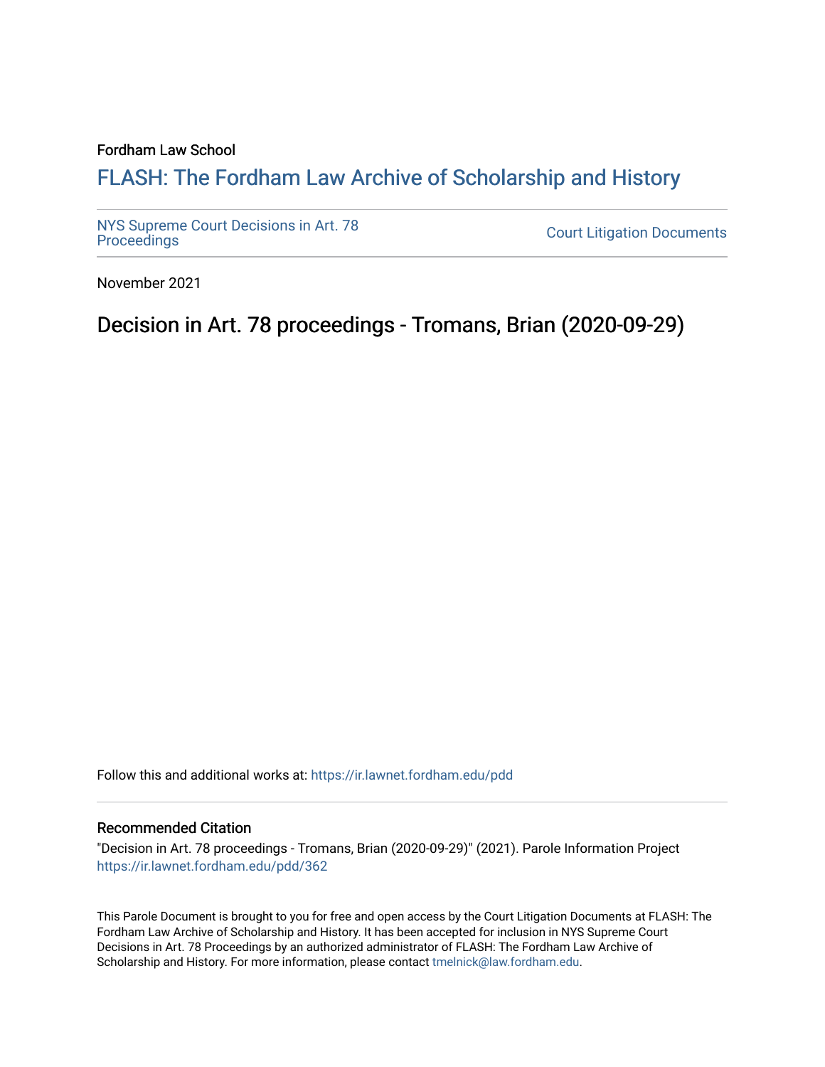Fordham Law School

# FLASH: The Fordham Law Archive of Scholarship and History

NYS Supreme Court Decisions in Art. 78 Proceedings

Court Litigation Documents

November 2021

## Decision in Art. 78 proceedings - Tromans, Brian (2020-09-29)

Follow this and additional works at: https://ir.lawnet.fordham.edu/pdd

### Recommended Citation

"Decision in Art. 78 proceedings - Tromans, Brian (2020-09-29)" (2021). Parole Information Project https://ir.lawnet.fordham.edu/pdd/362

This Parole Document is brought to you for free and open access by the Court Litigation Documents at FLASH: The Fordham Law Archive of Scholarship and History. It has been accepted for inclusion in NYS Supreme Court Decisions in Art. 78 Proceedings by an authorized administrator of FLASH: The Fordham Law Archive of Scholarship and History. For more information, please contact tmelnick@law.fordham.edu.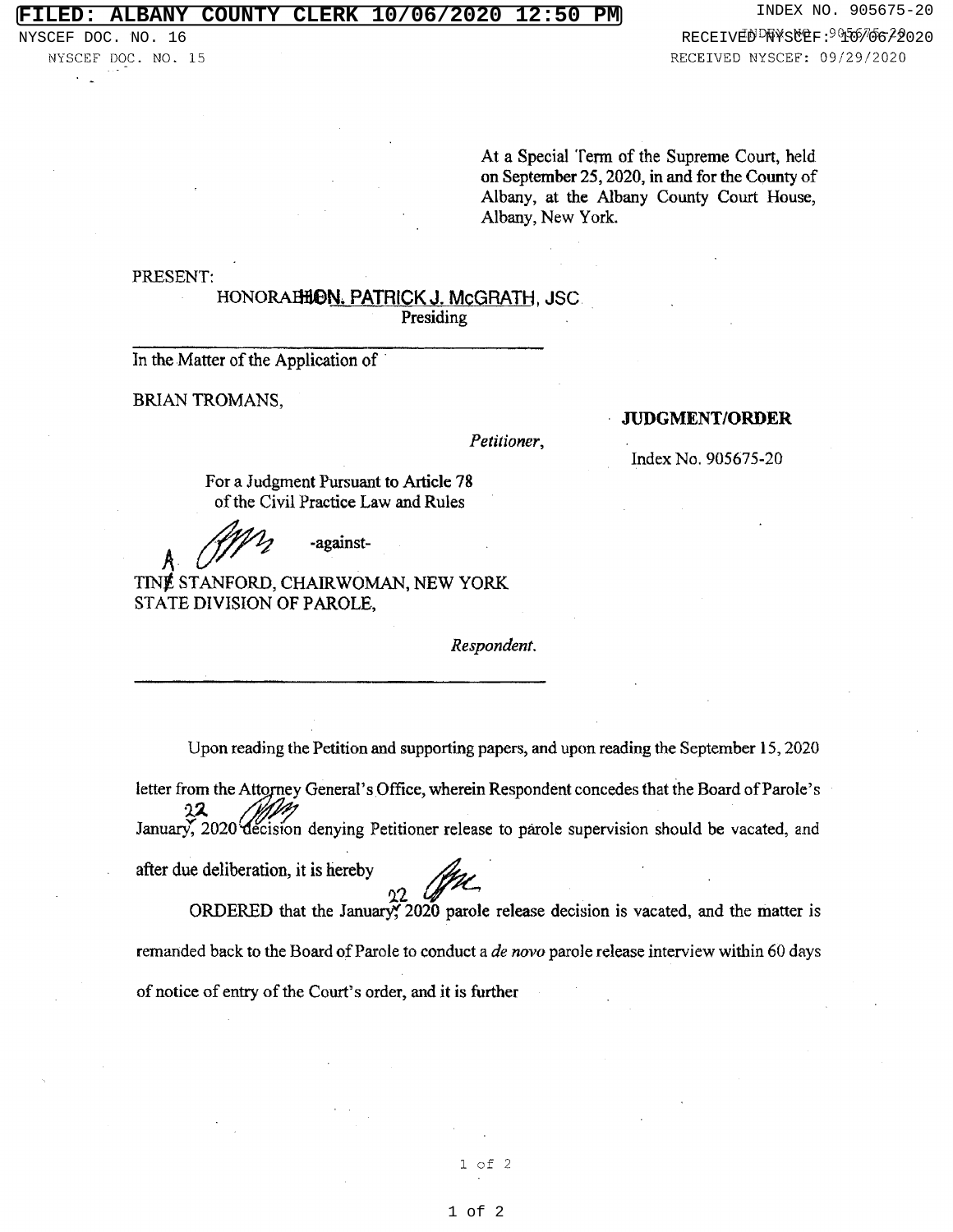At a Special Term of the Supreme Court, held on September 25, 2020, in and for the County of Albany, at the Albany County Court House, Albany, New York.

PRESENT:

HON. PATRICK J. McGRATH, JSC
Presiding

---

In the Matter of the Application of

BRIAN TROMANS,

*Petitioner,*

For a Judgment Pursuant to Article 78 of the Civil Practice Law and Rules

-against-

TINA STANFORD, CHAIRWOMAN, NEW YORK STATE DIVISION OF PAROLE,

*Respondent.*

---

**JUDGMENT/ORDER**

Index No. 905675-20

Upon reading the Petition and supporting papers, and upon reading the September 15, 2020 letter from the Attorney General's Office, wherein Respondent concedes that the Board of Parole's January 22, 2020 decision denying Petitioner release to parole supervision should be vacated, and after due deliberation, it is hereby

ORDERED that the January 22, 2020 parole release decision is vacated, and the matter is remanded back to the Board of Parole to conduct a *de novo* parole release interview within 60 days of notice of entry of the Court's order, and it is further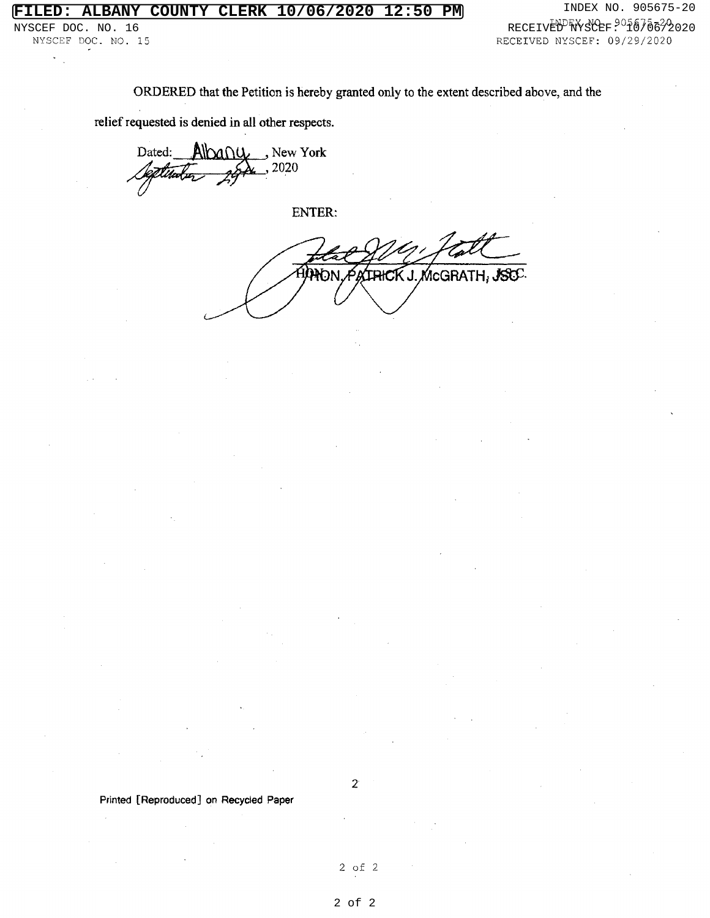ORDERED that the Petition is hereby granted only to the extent described above, and the relief requested is denied in all other respects.

Dated: Albany, New York
September 29th, 2020

ENTER:

HON. PATRICK J. McGRATH, JSC

Printed [Reproduced] on Recycled Paper